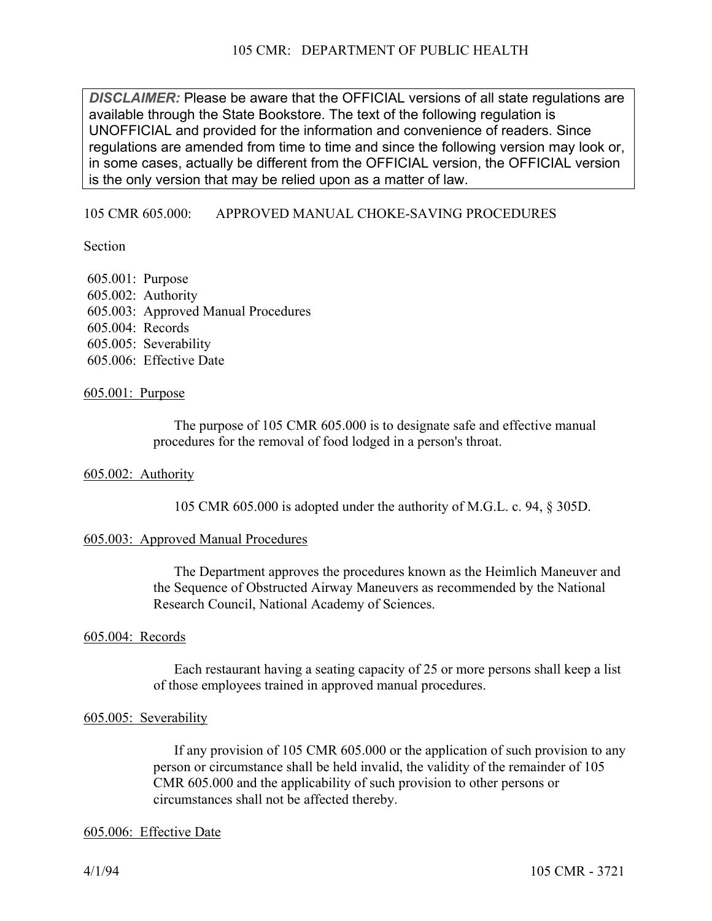**DISCLAIMER:** Please be aware that the OFFICIAL versions of all state regulations are available through the State Bookstore. The text of the following regulation is UNOFFICIAL and provided for the information and convenience of readers. Since regulations are amended from time to time and since the following version may look or, in some cases, actually be different from the OFFICIAL version, the OFFICIAL version is the only version that may be relied upon as a matter of law.

# 105 CMR 605.000: APPROVED MANUAL CHOKE-SAVING PROCEDURES

Section

605.001: Purpose
605.002: Authority
605.003: Approved Manual Procedures
605.004: Records
605.005: Severability
605.006: Effective Date

## 605.001: Purpose

The purpose of 105 CMR 605.000 is to designate safe and effective manual procedures for the removal of food lodged in a person's throat.

## 605.002: Authority

105 CMR 605.000 is adopted under the authority of M.G.L. c. 94, § 305D.

## 605.003: Approved Manual Procedures

The Department approves the procedures known as the Heimlich Maneuver and the Sequence of Obstructed Airway Maneuvers as recommended by the National Research Council, National Academy of Sciences.

## 605.004: Records

Each restaurant having a seating capacity of 25 or more persons shall keep a list of those employees trained in approved manual procedures.

## 605.005: Severability

If any provision of 105 CMR 605.000 or the application of such provision to any person or circumstance shall be held invalid, the validity of the remainder of 105 CMR 605.000 and the applicability of such provision to other persons or circumstances shall not be affected thereby.

## 605.006: Effective Date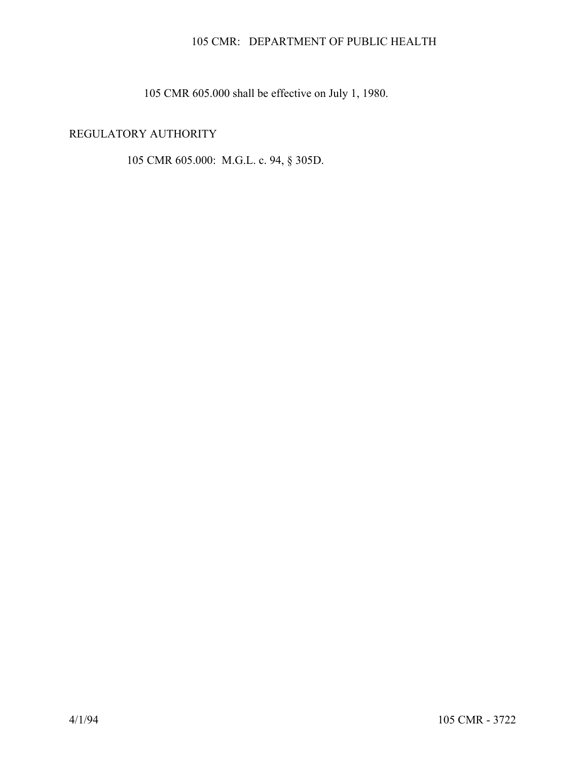105 CMR 605.000 shall be effective on July 1, 1980.

REGULATORY AUTHORITY

105 CMR 605.000: M.G.L. c. 94, § 305D.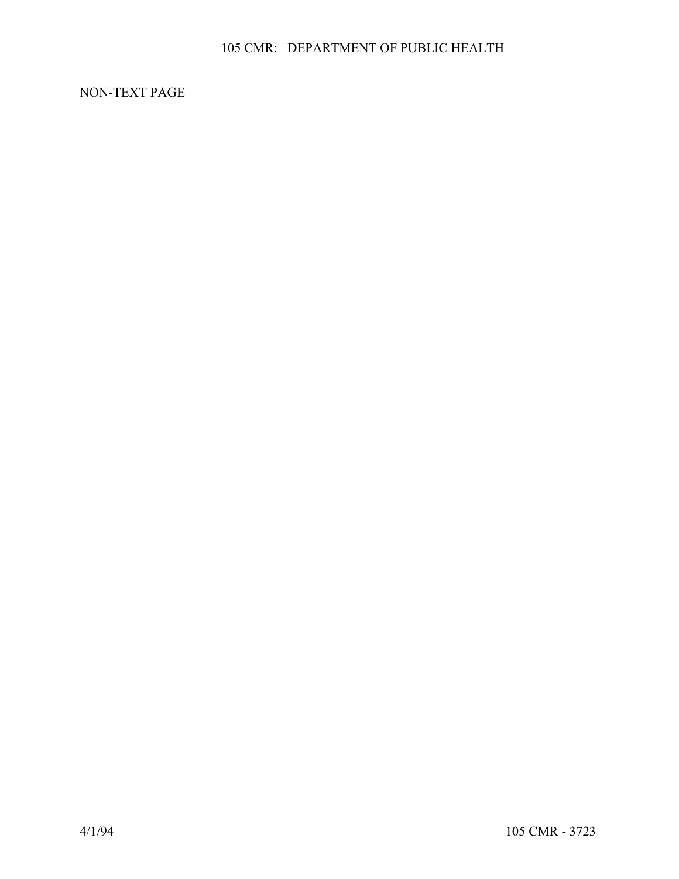NON-TEXT PAGE